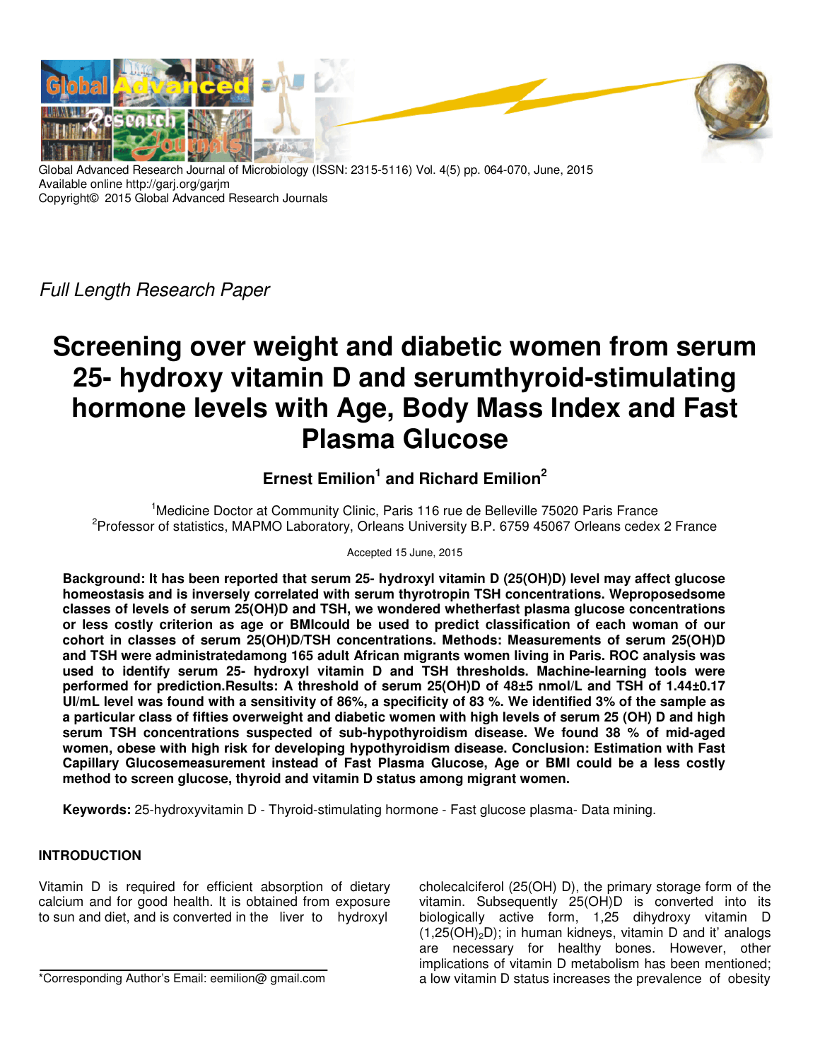*Full Length Research Paper*

# Screening over weight and diabetic women from serum 25- hydroxy vitamin D and serumthyroid-stimulating hormone levels with Age, Body Mass Index and Fast Plasma Glucose

**Ernest Emilion[1] and Richard Emilion[2]**

[1]Medicine Doctor at Community Clinic, Paris 116 rue de Belleville 75020 Paris France
[2]Professor of statistics, MAPMO Laboratory, Orleans University B.P. 6759 45067 Orleans cedex 2 France

Accepted 15 June, 2015

**Background: It has been reported that serum 25- hydroxyl vitamin D (25(OH)D) level may affect glucose homeostasis and is inversely correlated with serum thyrotropin TSH concentrations. Weproposedsome classes of levels of serum 25(OH)D and TSH, we wondered whetherfast plasma glucose concentrations or less costly criterion as age or BMIcould be used to predict classification of each woman of our cohort in classes of serum 25(OH)D/TSH concentrations. Methods: Measurements of serum 25(OH)D and TSH were administratedamong 165 adult African migrants women living in Paris. ROC analysis was used to identify serum 25- hydroxyl vitamin D and TSH thresholds. Machine-learning tools were performed for prediction.Results: A threshold of serum 25(OH)D of 48±5 nmol/L and TSH of 1.44±0.17 UI/mL level was found with a sensitivity of 86%, a specificity of 83 %. We identified 3% of the sample as a particular class of fifties overweight and diabetic women with high levels of serum 25 (OH) D and high serum TSH concentrations suspected of sub-hypothyroidism disease. We found 38 % of mid-aged women, obese with high risk for developing hypothyroidism disease. Conclusion: Estimation with Fast Capillary Glucosemeasurement instead of Fast Plasma Glucose, Age or BMI could be a less costly method to screen glucose, thyroid and vitamin D status among migrant women.**

**Keywords:** 25-hydroxyvitamin D - Thyroid-stimulating hormone - Fast glucose plasma- Data mining.

## INTRODUCTION

Vitamin D is required for efficient absorption of dietary calcium and for good health. It is obtained from exposure to sun and diet, and is converted in the liver to hydroxyl cholecalciferol (25(OH) D), the primary storage form of the vitamin. Subsequently 25(OH)D is converted into its biologically active form, 1,25 dihydroxy vitamin D ($1,25(OH)_2D$); in human kidneys, vitamin D and it' analogs are necessary for healthy bones. However, other implications of vitamin D metabolism has been mentioned; a low vitamin D status increases the prevalence of obesity

*Corresponding Author's Email: eemilion@ gmail.com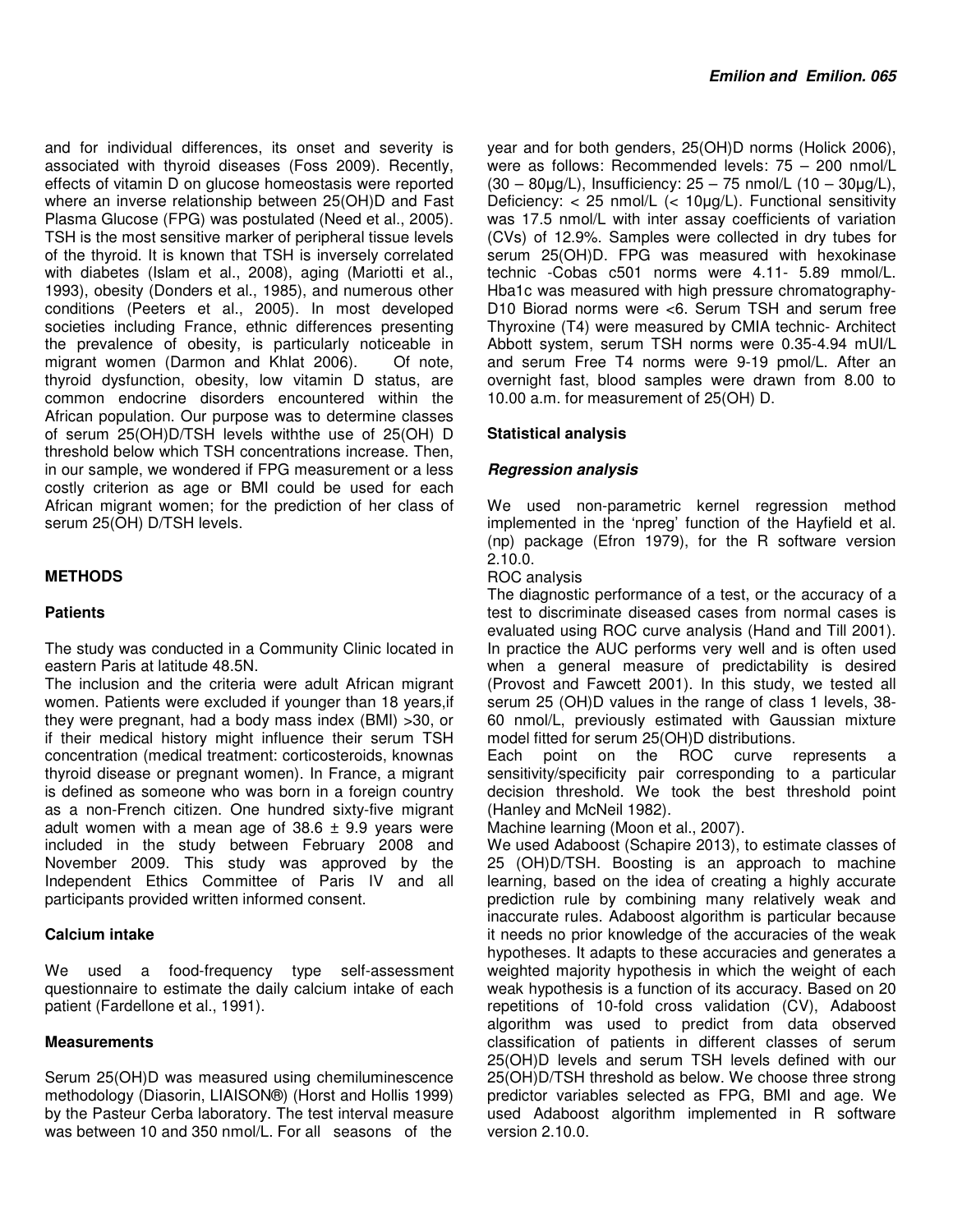and for individual differences, its onset and severity is associated with thyroid diseases (Foss 2009). Recently, effects of vitamin D on glucose homeostasis were reported where an inverse relationship between 25(OH)D and Fast Plasma Glucose (FPG) was postulated (Need et al., 2005). TSH is the most sensitive marker of peripheral tissue levels of the thyroid. It is known that TSH is inversely correlated with diabetes (Islam et al., 2008), aging (Mariotti et al., 1993), obesity (Donders et al., 1985), and numerous other conditions (Peeters et al., 2005). In most developed societies including France, ethnic differences presenting the prevalence of obesity, is particularly noticeable in migrant women (Darmon and Khlat 2006). Of note, thyroid dysfunction, obesity, low vitamin D status, are common endocrine disorders encountered within the African population. Our purpose was to determine classes of serum 25(OH)D/TSH levels withthe use of 25(OH) D threshold below which TSH concentrations increase. Then, in our sample, we wondered if FPG measurement or a less costly criterion as age or BMI could be used for each African migrant women; for the prediction of her class of serum 25(OH) D/TSH levels.

## METHODS

### Patients

The study was conducted in a Community Clinic located in eastern Paris at latitude 48.5N.

The inclusion and the criteria were adult African migrant women. Patients were excluded if younger than 18 years,if they were pregnant, had a body mass index (BMI) >30, or if their medical history might influence their serum TSH concentration (medical treatment: corticosteroids, knownas thyroid disease or pregnant women). In France, a migrant is defined as someone who was born in a foreign country as a non-French citizen. One hundred sixty-five migrant adult women with a mean age of 38.6 ± 9.9 years were included in the study between February 2008 and November 2009. This study was approved by the Independent Ethics Committee of Paris IV and all participants provided written informed consent.

### Calcium intake

We used a food-frequency type self-assessment questionnaire to estimate the daily calcium intake of each patient (Fardellone et al., 1991).

### Measurements

Serum 25(OH)D was measured using chemiluminescence methodology (Diasorin, LIAISON®) (Horst and Hollis 1999) by the Pasteur Cerba laboratory. The test interval measure was between 10 and 350 nmol/L. For all seasons of the year and for both genders, 25(OH)D norms (Holick 2006), were as follows: Recommended levels: 75 – 200 nmol/L (30 – 80µg/L), Insufficiency: 25 – 75 nmol/L (10 – 30µg/L), Deficiency: < 25 nmol/L (< 10µg/L). Functional sensitivity was 17.5 nmol/L with inter assay coefficients of variation (CVs) of 12.9%. Samples were collected in dry tubes for serum 25(OH)D. FPG was measured with hexokinase technic -Cobas c501 norms were 4.11- 5.89 mmol/L. Hba1c was measured with high pressure chromatography-D10 Biorad norms were <6. Serum TSH and serum free Thyroxine (T4) were measured by CMIA technic- Architect Abbott system, serum TSH norms were 0.35-4.94 mUI/L and serum Free T4 norms were 9-19 pmol/L. After an overnight fast, blood samples were drawn from 8.00 to 10.00 a.m. for measurement of 25(OH) D.

### Statistical analysis

#### *Regression analysis*

We used non-parametric kernel regression method implemented in the 'npreg' function of the Hayfield et al. (np) package (Efron 1979), for the R software version 2.10.0.

ROC analysis

The diagnostic performance of a test, or the accuracy of a test to discriminate diseased cases from normal cases is evaluated using ROC curve analysis (Hand and Till 2001). In practice the AUC performs very well and is often used when a general measure of predictability is desired (Provost and Fawcett 2001). In this study, we tested all serum 25 (OH)D values in the range of class 1 levels, 38-60 nmol/L, previously estimated with Gaussian mixture model fitted for serum 25(OH)D distributions.

Each point on the ROC curve represents a sensitivity/specificity pair corresponding to a particular decision threshold. We took the best threshold point (Hanley and McNeil 1982).

Machine learning (Moon et al., 2007).

We used Adaboost (Schapire 2013), to estimate classes of 25 (OH)D/TSH. Boosting is an approach to machine learning, based on the idea of creating a highly accurate prediction rule by combining many relatively weak and inaccurate rules. Adaboost algorithm is particular because it needs no prior knowledge of the accuracies of the weak hypotheses. It adapts to these accuracies and generates a weighted majority hypothesis in which the weight of each weak hypothesis is a function of its accuracy. Based on 20 repetitions of 10-fold cross validation (CV), Adaboost algorithm was used to predict from data observed classification of patients in different classes of serum 25(OH)D levels and serum TSH levels defined with our 25(OH)D/TSH threshold as below. We choose three strong predictor variables selected as FPG, BMI and age. We used Adaboost algorithm implemented in R software version 2.10.0.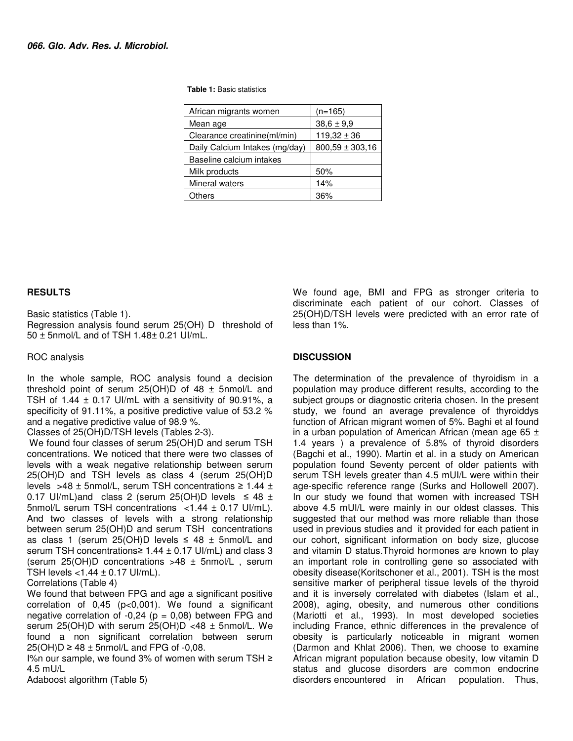**Table 1:** Basic statistics

| African migrants women | (n=165) |
|---|---|
| Mean age | 38,6 ± 9,9 |
| Clearance creatinine(ml/min) | 119,32 ± 36 |
| Daily Calcium Intakes (mg/day) | 800,59 ± 303,16 |
| Baseline calcium intakes | |
| Milk products | 50% |
| Mineral waters | 14% |
| Others | 36% |

## RESULTS

Basic statistics (Table 1).

Regression analysis found serum 25(OH) D threshold of 50 ± 5nmol/L and of TSH 1.48± 0.21 UI/mL.

ROC analysis

In the whole sample, ROC analysis found a decision threshold point of serum 25(OH)D of 48 ± 5nmol/L and TSH of 1.44 ± 0.17 UI/mL with a sensitivity of 90.91%, a specificity of 91.11%, a positive predictive value of 53.2 % and a negative predictive value of 98.9 %.

Classes of 25(OH)D/TSH levels (Tables 2-3).

We found four classes of serum 25(OH)D and serum TSH concentrations. We noticed that there were two classes of levels with a weak negative relationship between serum 25(OH)D and TSH levels as class 4 (serum 25(OH)D levels >48 ± 5nmol/L, serum TSH concentrations ≥ 1.44 ± 0.17 UI/mL)and class 2 (serum 25(OH)D levels ≤ 48 ± 5nmol/L serum TSH concentrations <1.44 ± 0.17 UI/mL). And two classes of levels with a strong relationship between serum 25(OH)D and serum TSH concentrations as class 1 (serum 25(OH)D levels ≤ 48 ± 5nmol/L and serum TSH concentrations≥ 1.44 ± 0.17 UI/mL) and class 3 (serum 25(OH)D concentrations >48 ± 5nmol/L , serum TSH levels <1.44 ± 0.17 UI/mL).

Correlations (Table 4)

We found that between FPG and age a significant positive correlation of 0,45 (p<0,001). We found a significant negative correlation of -0,24 (p = 0,08) between FPG and serum 25(OH)D with serum 25(OH)D <48 ± 5nmol/L. We found a non significant correlation between serum 25(OH)D ≥ 48 ± 5nmol/L and FPG of -0,08.

I%n our sample, we found 3% of women with serum TSH ≥ 4.5 mU/L

Adaboost algorithm (Table 5)

We found age, BMI and FPG as stronger criteria to discriminate each patient of our cohort. Classes of 25(OH)D/TSH levels were predicted with an error rate of less than 1%.

## DISCUSSION

The determination of the prevalence of thyroidism in a population may produce different results, according to the subject groups or diagnostic criteria chosen. In the present study, we found an average prevalence of thyroiddys function of African migrant women of 5%. Baghi et al found in a urban population of American African (mean age 65 ± 1.4 years ) a prevalence of 5.8% of thyroid disorders (Bagchi et al., 1990). Martin et al. in a study on American population found Seventy percent of older patients with serum TSH levels greater than 4.5 mUI/L were within their age-specific reference range (Surks and Hollowell 2007). In our study we found that women with increased TSH above 4.5 mUI/L were mainly in our oldest classes. This suggested that our method was more reliable than those used in previous studies and it provided for each patient in our cohort, significant information on body size, glucose and vitamin D status.Thyroid hormones are known to play an important role in controlling gene so associated with obesity disease(Koritschoner et al., 2001). TSH is the most sensitive marker of peripheral tissue levels of the thyroid and it is inversely correlated with diabetes (Islam et al., 2008), aging, obesity, and numerous other conditions (Mariotti et al., 1993). In most developed societies including France, ethnic differences in the prevalence of obesity is particularly noticeable in migrant women (Darmon and Khlat 2006). Then, we choose to examine African migrant population because obesity, low vitamin D status and glucose disorders are common endocrine disorders encountered in African population. Thus,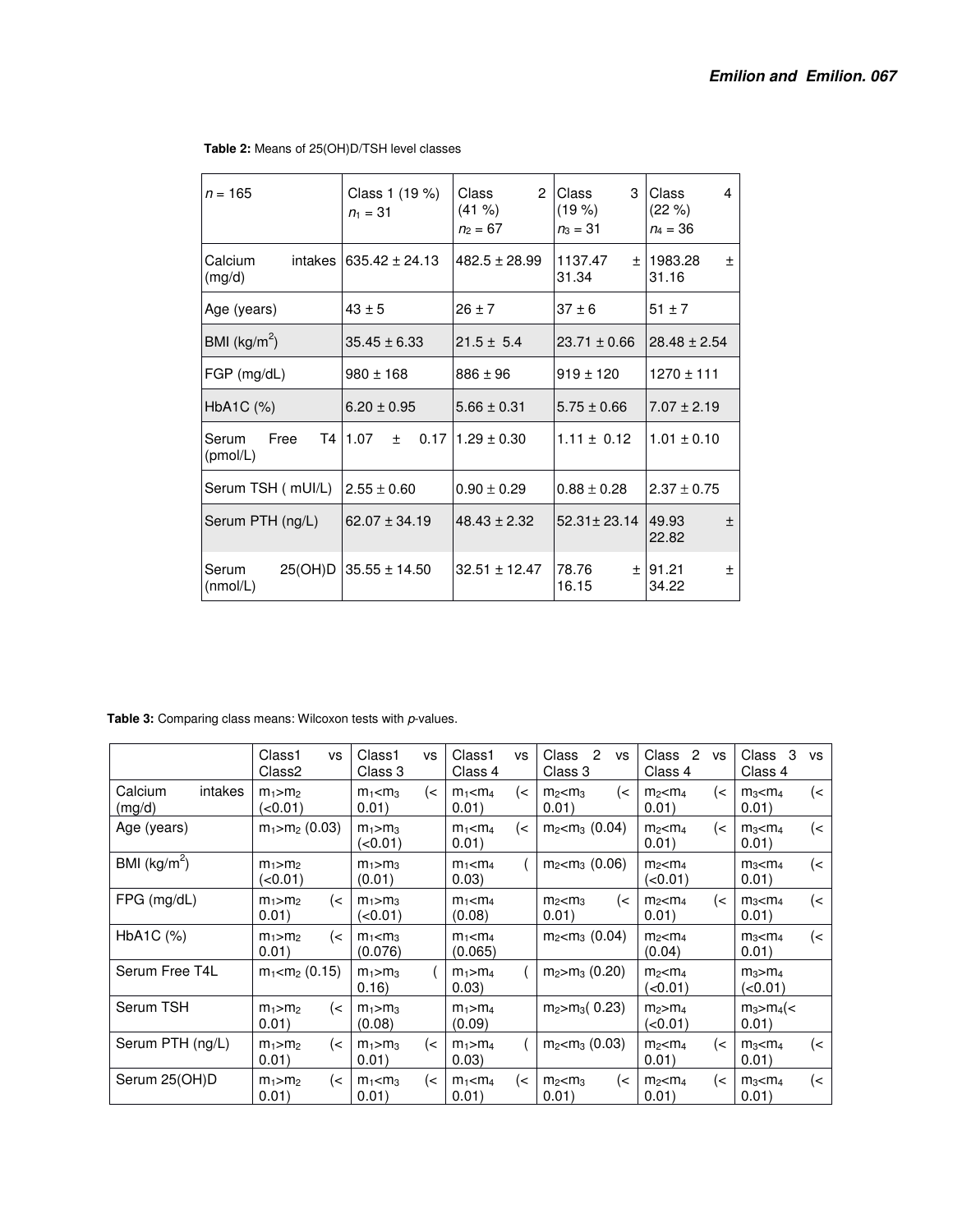**Table 2:** Means of 25(OH)D/TSH level classes

| $n$ = 165 | Class 1 (19 %) $n_1$ = 31 | Class 2 (41 %) $n_2$ = 67 | Class 3 (19 %) $n_3$ = 31 | Class 4 (22 %) $n_4$ = 36 |
|---|---|---|---|---|
| Calcium intakes (mg/d) | 635.42 ± 24.13 | 482.5 ± 28.99 | 1137.47 ± 31.34 | 1983.28 ± 31.16 |
| Age (years) | 43 ± 5 | 26 ± 7 | 37 ± 6 | 51 ± 7 |
| BMI (kg/m$^2$) | 35.45 ± 6.33 | 21.5 ± 5.4 | 23.71 ± 0.66 | 28.48 ± 2.54 |
| FGP (mg/dL) | 980 ± 168 | 886 ± 96 | 919 ± 120 | 1270 ± 111 |
| HbA1C (%) | 6.20 ± 0.95 | 5.66 ± 0.31 | 5.75 ± 0.66 | 7.07 ± 2.19 |
| Serum Free T4 (pmol/L) | 1.07 ± 0.17 | 1.29 ± 0.30 | 1.11 ± 0.12 | 1.01 ± 0.10 |
| Serum TSH ( mUI/L) | 2.55 ± 0.60 | 0.90 ± 0.29 | 0.88 ± 0.28 | 2.37 ± 0.75 |
| Serum PTH (ng/L) | 62.07 ± 34.19 | 48.43 ± 2.32 | 52.31± 23.14 | 49.93 ± 22.82 |
| Serum 25(OH)D (nmol/L) | 35.55 ± 14.50 | 32.51 ± 12.47 | 78.76 ± 16.15 | 91.21 ± 34.22 |

**Table 3:** Comparing class means: Wilcoxon tests with $p$-values.

| | Class1 vs Class2 | Class1 vs Class 3 | Class1 vs Class 4 | Class 2 vs Class 3 | Class 2 vs Class 4 | Class 3 vs Class 4 |
|---|---|---|---|---|---|---|
| Calcium intakes (mg/d) | $m_1>m_2$ (<0.01) | $m_1<m_3$ (< 0.01) | $m_1<m_4$ (< 0.01) | $m_2<m_3$ (< 0.01) | $m_2<m_4$ (< 0.01) | $m_3<m_4$ (< 0.01) |
| Age (years) | $m_1>m_2$ (0.03) | $m_1>m_3$ (<0.01) | $m_1<m_4$ (< 0.01) | $m_2<m_3$ (0.04) | $m_2<m_4$ (< 0.01) | $m_3<m_4$ (< 0.01) |
| BMI (kg/m$^2$) | $m_1>m_2$ (<0.01) | $m_1>m_3$ (0.01) | $m_1<m_4$ ( 0.03) | $m_2<m_3$ (0.06) | $m_2<m_4$ (<0.01) | $m_3<m_4$ (< 0.01) |
| FPG (mg/dL) | $m_1>m_2$ (< 0.01) | $m_1>m_3$ (<0.01) | $m_1<m_4$ (0.08) | $m_2<m_3$ (< 0.01) | $m_2<m_4$ (< 0.01) | $m_3<m_4$ (< 0.01) |
| HbA1C (%) | $m_1>m_2$ (< 0.01) | $m_1<m_3$ (0.076) | $m_1<m_4$ (0.065) | $m_2<m_3$ (0.04) | $m_2<m_4$ (0.04) | $m_3<m_4$ (< 0.01) |
| Serum Free T4L | $m_1<m_2$ (0.15) | $m_1>m_3$ ( 0.16) | $m_1>m_4$ ( 0.03) | $m_2>m_3$ (0.20) | $m_2<m_4$ (<0.01) | $m_3>m_4$ (<0.01) |
| Serum TSH | $m_1>m_2$ (< 0.01) | $m_1>m_3$ (0.08) | $m_1>m_4$ (0.09) | $m_2>m_3$( 0.23) | $m_2>m_4$ (<0.01) | $m_3>m_4$(< 0.01) |
| Serum PTH (ng/L) | $m_1>m_2$ (< 0.01) | $m_1>m_3$ (< 0.01) | $m_1>m_4$ ( 0.03) | $m_2<m_3$ (0.03) | $m_2<m_4$ (< 0.01) | $m_3<m_4$ (< 0.01) |
| Serum 25(OH)D | $m_1>m_2$ (< 0.01) | $m_1<m_3$ (< 0.01) | $m_1<m_4$ (< 0.01) | $m_2<m_3$ (< 0.01) | $m_2<m_4$ (< 0.01) | $m_3<m_4$ (< 0.01) |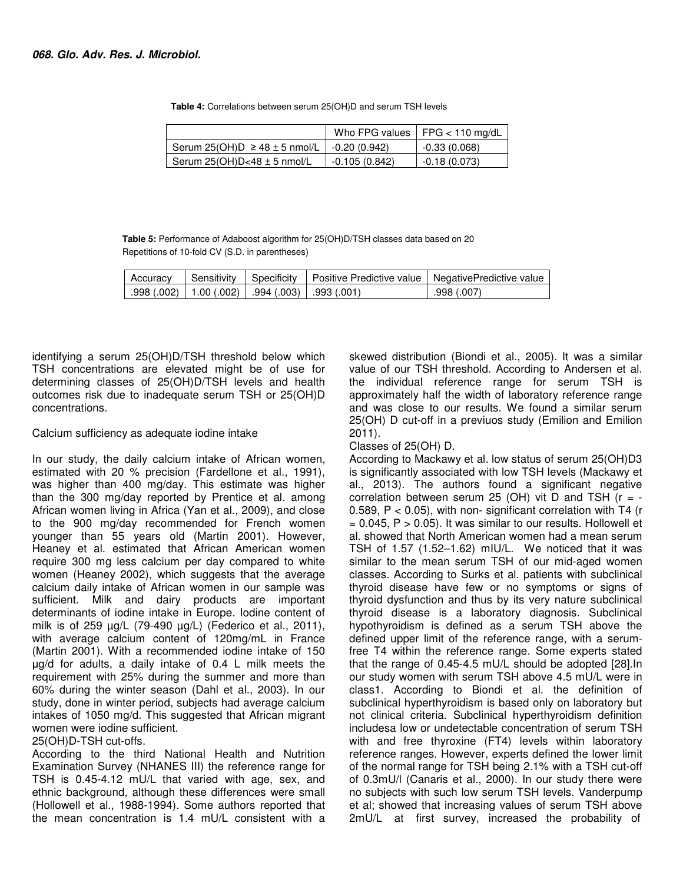**Table 4:** Correlations between serum 25(OH)D and serum TSH levels

| | Who FPG values | FPG < 110 mg/dL |
|---|---|---|
| Serum 25(OH)D ≥ 48 ± 5 nmol/L | -0.20 (0.942) | -0.33 (0.068) |
| Serum 25(OH)D<48 ± 5 nmol/L | -0.105 (0.842) | -0.18 (0.073) |

**Table 5:** Performance of Adaboost algorithm for 25(OH)D/TSH classes data based on 20 Repetitions of 10-fold CV (S.D. in parentheses)

| Accuracy | Sensitivity | Specificity | Positive Predictive value | NegativePredictive value |
|---|---|---|---|---|
| .998 (.002) | 1.00 (.002) | .994 (.003) | .993 (.001) | .998 (.007) |

identifying a serum 25(OH)D/TSH threshold below which TSH concentrations are elevated might be of use for determining classes of 25(OH)D/TSH levels and health outcomes risk due to inadequate serum TSH or 25(OH)D concentrations.

Calcium sufficiency as adequate iodine intake

In our study, the daily calcium intake of African women, estimated with 20 % precision (Fardellone et al., 1991), was higher than 400 mg/day. This estimate was higher than the 300 mg/day reported by Prentice et al. among African women living in Africa (Yan et al., 2009), and close to the 900 mg/day recommended for French women younger than 55 years old (Martin 2001). However, Heaney et al. estimated that African American women require 300 mg less calcium per day compared to white women (Heaney 2002), which suggests that the average calcium daily intake of African women in our sample was sufficient. Milk and dairy products are important determinants of iodine intake in Europe. Iodine content of milk is of 259 µg/L (79-490 µg/L) (Federico et al., 2011), with average calcium content of 120mg/mL in France (Martin 2001). With a recommended iodine intake of 150 µg/d for adults, a daily intake of 0.4 L milk meets the requirement with 25% during the summer and more than 60% during the winter season (Dahl et al., 2003). In our study, done in winter period, subjects had average calcium intakes of 1050 mg/d. This suggested that African migrant women were iodine sufficient.

25(OH)D-TSH cut-offs.

According to the third National Health and Nutrition Examination Survey (NHANES III) the reference range for TSH is 0.45-4.12 mU/L that varied with age, sex, and ethnic background, although these differences were small (Hollowell et al., 1988-1994). Some authors reported that the mean concentration is 1.4 mU/L consistent with a skewed distribution (Biondi et al., 2005). It was a similar value of our TSH threshold. According to Andersen et al. the individual reference range for serum TSH is approximately half the width of laboratory reference range and was close to our results. We found a similar serum 25(OH) D cut-off in a previuos study (Emilion and Emilion 2011).

Classes of 25(OH) D.

According to Mackawy et al. low status of serum 25(OH)D3 is significantly associated with low TSH levels (Mackawy et al., 2013). The authors found a significant negative correlation between serum 25 (OH) vit D and TSH ($r = -0.589$, $P < 0.05$), with non- significant correlation with T4 ($r = 0.045$, $P > 0.05$). It was similar to our results. Hollowell et al. showed that North American women had a mean serum TSH of 1.57 (1.52–1.62) mIU/L. We noticed that it was similar to the mean serum TSH of our mid-aged women classes. According to Surks et al. patients with subclinical thyroid disease have few or no symptoms or signs of thyroid dysfunction and thus by its very nature subclinical thyroid disease is a laboratory diagnosis. Subclinical hypothyroidism is defined as a serum TSH above the defined upper limit of the reference range, with a serum-free T4 within the reference range. Some experts stated that the range of 0.45-4.5 mU/L should be adopted [28].In our study women with serum TSH above 4.5 mU/L were in class1. According to Biondi et al. the definition of subclinical hyperthyroidism is based only on laboratory but not clinical criteria. Subclinical hyperthyroidism definition includesa low or undetectable concentration of serum TSH with and free thyroxine (FT4) levels within laboratory reference ranges. However, experts defined the lower limit of the normal range for TSH being 2.1% with a TSH cut-off of 0.3mU/l (Canaris et al., 2000). In our study there were no subjects with such low serum TSH levels. Vanderpump et al; showed that increasing values of serum TSH above 2mU/L at first survey, increased the probability of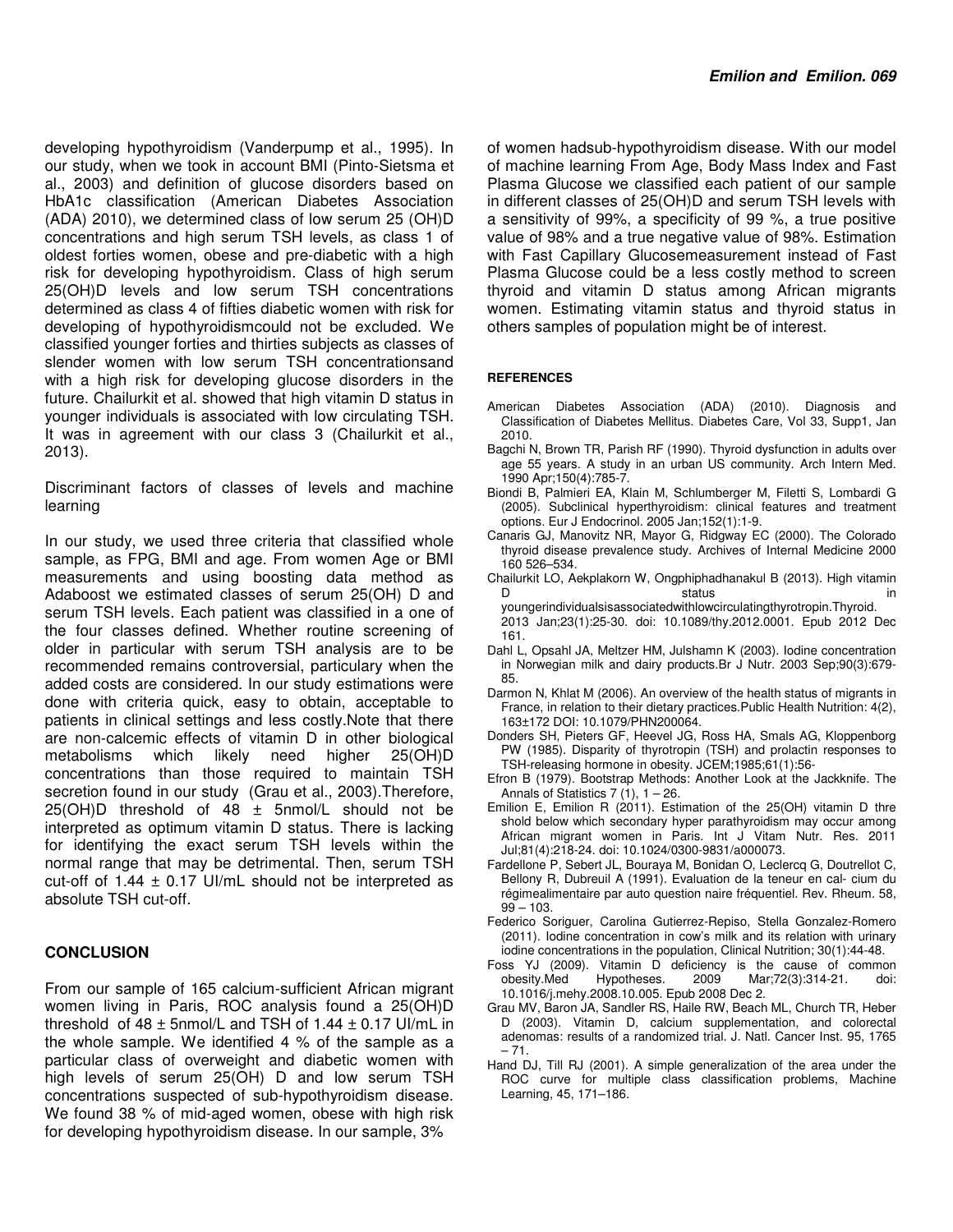developing hypothyroidism (Vanderpump et al., 1995). In our study, when we took in account BMI (Pinto-Sietsma et al., 2003) and definition of glucose disorders based on HbA1c classification (American Diabetes Association (ADA) 2010), we determined class of low serum 25 (OH)D concentrations and high serum TSH levels, as class 1 of oldest forties women, obese and pre-diabetic with a high risk for developing hypothyroidism. Class of high serum 25(OH)D levels and low serum TSH concentrations determined as class 4 of fifties diabetic women with risk for developing of hypothyroidismcould not be excluded. We classified younger forties and thirties subjects as classes of slender women with low serum TSH concentrationsand with a high risk for developing glucose disorders in the future. Chailurkit et al. showed that high vitamin D status in younger individuals is associated with low circulating TSH. It was in agreement with our class 3 (Chailurkit et al., 2013).

Discriminant factors of classes of levels and machine learning

In our study, we used three criteria that classified whole sample, as FPG, BMI and age. From women Age or BMI measurements and using boosting data method as Adaboost we estimated classes of serum 25(OH) D and serum TSH levels. Each patient was classified in a one of the four classes defined. Whether routine screening of older in particular with serum TSH analysis are to be recommended remains controversial, particulary when the added costs are considered. In our study estimations were done with criteria quick, easy to obtain, acceptable to patients in clinical settings and less costly.Note that there are non-calcemic effects of vitamin D in other biological metabolisms which likely need higher 25(OH)D concentrations than those required to maintain TSH secretion found in our study (Grau et al., 2003).Therefore, 25(OH)D threshold of 48 ± 5nmol/L should not be interpreted as optimum vitamin D status. There is lacking for identifying the exact serum TSH levels within the normal range that may be detrimental. Then, serum TSH cut-off of 1.44 ± 0.17 UI/mL should not be interpreted as absolute TSH cut-off.

## CONCLUSION

From our sample of 165 calcium-sufficient African migrant women living in Paris, ROC analysis found a 25(OH)D threshold of 48 ± 5nmol/L and TSH of 1.44 ± 0.17 UI/mL in the whole sample. We identified 4 % of the sample as a particular class of overweight and diabetic women with high levels of serum 25(OH) D and low serum TSH concentrations suspected of sub-hypothyroidism disease. We found 38 % of mid-aged women, obese with high risk for developing hypothyroidism disease. In our sample, 3% of women hadsub-hypothyroidism disease. With our model of machine learning From Age, Body Mass Index and Fast Plasma Glucose we classified each patient of our sample in different classes of 25(OH)D and serum TSH levels with a sensitivity of 99%, a specificity of 99 %, a true positive value of 98% and a true negative value of 98%. Estimation with Fast Capillary Glucosemeasurement instead of Fast Plasma Glucose could be a less costly method to screen thyroid and vitamin D status among African migrants women. Estimating vitamin status and thyroid status in others samples of population might be of interest.

## REFERENCES

American Diabetes Association (ADA) (2010). Diagnosis and Classification of Diabetes Mellitus. Diabetes Care, Vol 33, Supp1, Jan 2010.

Bagchi N, Brown TR, Parish RF (1990). Thyroid dysfunction in adults over age 55 years. A study in an urban US community. Arch Intern Med. 1990 Apr;150(4):785-7.

Biondi B, Palmieri EA, Klain M, Schlumberger M, Filetti S, Lombardi G (2005). Subclinical hyperthyroidism: clinical features and treatment options. Eur J Endocrinol. 2005 Jan;152(1):1-9.

Canaris GJ, Manovitz NR, Mayor G, Ridgway EC (2000). The Colorado thyroid disease prevalence study. Archives of Internal Medicine 2000 160 526–534.

Chailurkit LO, Aekplakorn W, Ongphiphadhanakul B (2013). High vitamin D status in youngerindividualsisassociatedwithlowcirculatingthyrotropin.Thyroid. 2013 Jan;23(1):25-30. doi: 10.1089/thy.2012.0001. Epub 2012 Dec 161.

Dahl L, Opsahl JA, Meltzer HM, Julshamn K (2003). Iodine concentration in Norwegian milk and dairy products.Br J Nutr. 2003 Sep;90(3):679-85.

Darmon N, Khlat M (2006). An overview of the health status of migrants in France, in relation to their dietary practices.Public Health Nutrition: 4(2), 163±172 DOI: 10.1079/PHN200064.

Donders SH, Pieters GF, Heevel JG, Ross HA, Smals AG, Kloppenborg PW (1985). Disparity of thyrotropin (TSH) and prolactin responses to TSH-releasing hormone in obesity. JCEM;1985;61(1):56-

Efron B (1979). Bootstrap Methods: Another Look at the Jackknife. The Annals of Statistics 7 (1), 1 – 26.

Emilion E, Emilion R (2011). Estimation of the 25(OH) vitamin D thre shold below which secondary hyper parathyroidism may occur among African migrant women in Paris. Int J Vitam Nutr. Res. 2011 Jul;81(4):218-24. doi: 10.1024/0300-9831/a000073.

Fardellone P, Sebert JL, Bouraya M, Bonidan O, Leclercq G, Doutrellot C, Bellony R, Dubreuil A (1991). Evaluation de la teneur en cal- cium du régimealimentaire par auto question naire fréquentiel. Rev. Rheum. 58, 99 – 103.

Federico Soriguer, Carolina Gutierrez-Repiso, Stella Gonzalez-Romero (2011). Iodine concentration in cow's milk and its relation with urinary iodine concentrations in the population, Clinical Nutrition; 30(1):44-48.

Foss YJ (2009). Vitamin D deficiency is the cause of common obesity.Med Hypotheses. 2009 Mar;72(3):314-21. doi: 10.1016/j.mehy.2008.10.005. Epub 2008 Dec 2.

Grau MV, Baron JA, Sandler RS, Haile RW, Beach ML, Church TR, Heber D (2003). Vitamin D, calcium supplementation, and colorectal adenomas: results of a randomized trial. J. Natl. Cancer Inst. 95, 1765 – 71.

Hand DJ, Till RJ (2001). A simple generalization of the area under the ROC curve for multiple class classification problems, Machine Learning, 45, 171–186.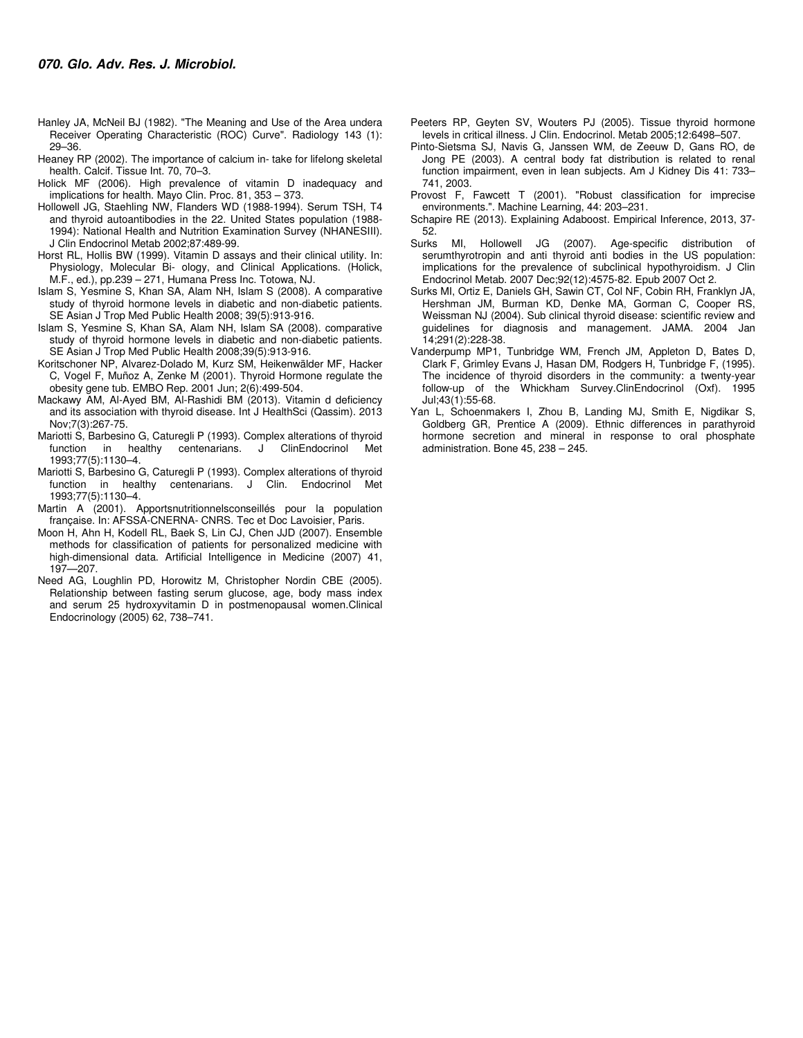Hanley JA, McNeil BJ (1982). "The Meaning and Use of the Area undera Receiver Operating Characteristic (ROC) Curve". Radiology 143 (1): 29–36.

Heaney RP (2002). The importance of calcium in- take for lifelong skeletal health. Calcif. Tissue Int. 70, 70–3.

Holick MF (2006). High prevalence of vitamin D inadequacy and implications for health. Mayo Clin. Proc. 81, 353 – 373.

Hollowell JG, Staehling NW, Flanders WD (1988-1994). Serum TSH, T4 and thyroid autoantibodies in the 22. United States population (1988-1994): National Health and Nutrition Examination Survey (NHANESIII). J Clin Endocrinol Metab 2002;87:489-99.

Horst RL, Hollis BW (1999). Vitamin D assays and their clinical utility. In: Physiology, Molecular Bi- ology, and Clinical Applications. (Holick, M.F., ed.), pp.239 – 271, Humana Press Inc. Totowa, NJ.

Islam S, Yesmine S, Khan SA, Alam NH, Islam S (2008). A comparative study of thyroid hormone levels in diabetic and non-diabetic patients. SE Asian J Trop Med Public Health 2008; 39(5):913-916.

Islam S, Yesmine S, Khan SA, Alam NH, Islam SA (2008). comparative study of thyroid hormone levels in diabetic and non-diabetic patients. SE Asian J Trop Med Public Health 2008;39(5):913-916.

Koritschoner NP, Alvarez-Dolado M, Kurz SM, Heikenwälder MF, Hacker C, Vogel F, Muñoz A, Zenke M (2001). Thyroid Hormone regulate the obesity gene tub. EMBO Rep. 2001 Jun; 2(6):499-504.

Mackawy AM, Al-Ayed BM, Al-Rashidi BM (2013). Vitamin d deficiency and its association with thyroid disease. Int J HealthSci (Qassim). 2013 Nov;7(3):267-75.

Mariotti S, Barbesino G, Caturegli P (1993). Complex alterations of thyroid function in healthy centenarians. J ClinEndocrinol Met 1993;77(5):1130–4.

Mariotti S, Barbesino G, Caturegli P (1993). Complex alterations of thyroid function in healthy centenarians. J Clin. Endocrinol Met 1993;77(5):1130–4.

Martin A (2001). Apportsnutritionnelsconseillés pour la population française. In: AFSSA-CNERNA- CNRS. Tec et Doc Lavoisier, Paris.

Moon H, Ahn H, Kodell RL, Baek S, Lin CJ, Chen JJD (2007). Ensemble methods for classification of patients for personalized medicine with high-dimensional data. Artificial Intelligence in Medicine (2007) 41, 197—207.

Need AG, Loughlin PD, Horowitz M, Christopher Nordin CBE (2005). Relationship between fasting serum glucose, age, body mass index and serum 25 hydroxyvitamin D in postmenopausal women.Clinical Endocrinology (2005) 62, 738–741.

Peeters RP, Geyten SV, Wouters PJ (2005). Tissue thyroid hormone levels in critical illness. J Clin. Endocrinol. Metab 2005;12:6498–507.

Pinto-Sietsma SJ, Navis G, Janssen WM, de Zeeuw D, Gans RO, de Jong PE (2003). A central body fat distribution is related to renal function impairment, even in lean subjects. Am J Kidney Dis 41: 733–741, 2003.

Provost F, Fawcett T (2001). "Robust classification for imprecise environments.". Machine Learning, 44: 203–231.

Schapire RE (2013). Explaining Adaboost. Empirical Inference, 2013, 37-52.

Surks MI, Hollowell JG (2007). Age-specific distribution of serumthyrotropin and anti thyroid anti bodies in the US population: implications for the prevalence of subclinical hypothyroidism. J Clin Endocrinol Metab. 2007 Dec;92(12):4575-82. Epub 2007 Oct 2.

Surks MI, Ortiz E, Daniels GH, Sawin CT, Col NF, Cobin RH, Franklyn JA, Hershman JM, Burman KD, Denke MA, Gorman C, Cooper RS, Weissman NJ (2004). Sub clinical thyroid disease: scientific review and guidelines for diagnosis and management. JAMA. 2004 Jan 14;291(2):228-38.

Vanderpump MP1, Tunbridge WM, French JM, Appleton D, Bates D, Clark F, Grimley Evans J, Hasan DM, Rodgers H, Tunbridge F, (1995). The incidence of thyroid disorders in the community: a twenty-year follow-up of the Whickham Survey.ClinEndocrinol (Oxf). 1995 Jul;43(1):55-68.

Yan L, Schoenmakers I, Zhou B, Landing MJ, Smith E, Nigdikar S, Goldberg GR, Prentice A (2009). Ethnic differences in parathyroid hormone secretion and mineral in response to oral phosphate administration. Bone 45, 238 – 245.